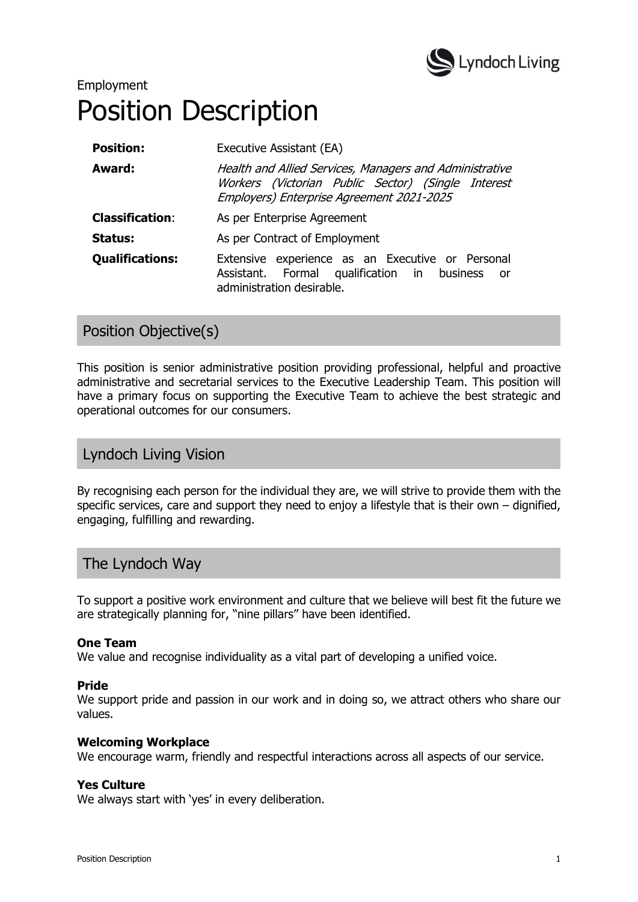Employment

# Position Description

| | |
|---|---|
| **Position:** | Executive Assistant (EA) |
| **Award:** | *Health and Allied Services, Managers and Administrative Workers (Victorian Public Sector) (Single Interest Employers) Enterprise Agreement 2021-2025* |
| **Classification**: | As per Enterprise Agreement |
| **Status:** | As per Contract of Employment |
| **Qualifications:** | Extensive experience as an Executive or Personal Assistant. Formal qualification in business or administration desirable. |

## Position Objective(s)

This position is senior administrative position providing professional, helpful and proactive administrative and secretarial services to the Executive Leadership Team. This position will have a primary focus on supporting the Executive Team to achieve the best strategic and operational outcomes for our consumers.

## Lyndoch Living Vision

By recognising each person for the individual they are, we will strive to provide them with the specific services, care and support they need to enjoy a lifestyle that is their own – dignified, engaging, fulfilling and rewarding.

## The Lyndoch Way

To support a positive work environment and culture that we believe will best fit the future we are strategically planning for, "nine pillars" have been identified.

**One Team**
We value and recognise individuality as a vital part of developing a unified voice.

**Pride**
We support pride and passion in our work and in doing so, we attract others who share our values.

**Welcoming Workplace**
We encourage warm, friendly and respectful interactions across all aspects of our service.

**Yes Culture**
We always start with 'yes' in every deliberation.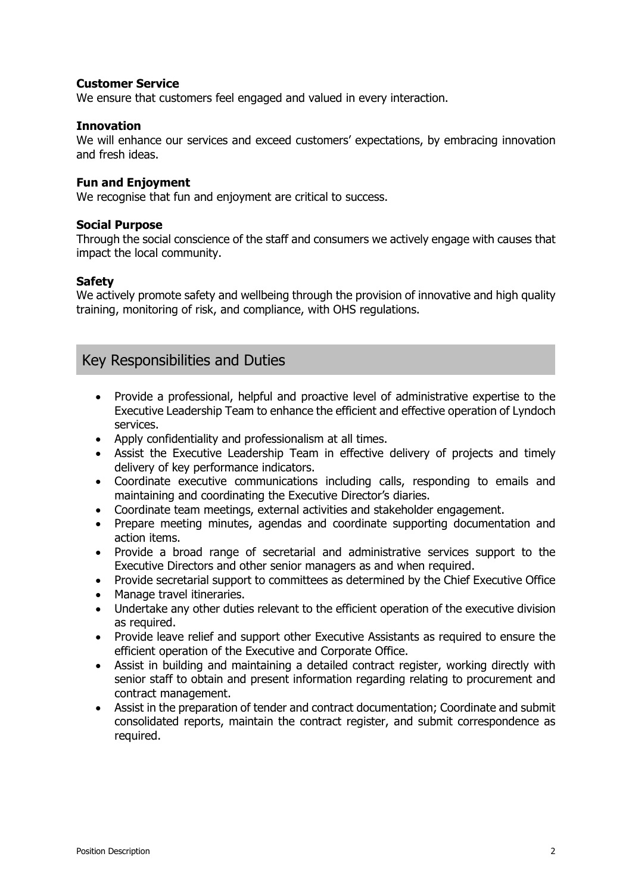**Customer Service**
We ensure that customers feel engaged and valued in every interaction.

**Innovation**
We will enhance our services and exceed customers' expectations, by embracing innovation and fresh ideas.

**Fun and Enjoyment**
We recognise that fun and enjoyment are critical to success.

**Social Purpose**
Through the social conscience of the staff and consumers we actively engage with causes that impact the local community.

**Safety**
We actively promote safety and wellbeing through the provision of innovative and high quality training, monitoring of risk, and compliance, with OHS regulations.

## Key Responsibilities and Duties

- Provide a professional, helpful and proactive level of administrative expertise to the Executive Leadership Team to enhance the efficient and effective operation of Lyndoch services.
- Apply confidentiality and professionalism at all times.
- Assist the Executive Leadership Team in effective delivery of projects and timely delivery of key performance indicators.
- Coordinate executive communications including calls, responding to emails and maintaining and coordinating the Executive Director's diaries.
- Coordinate team meetings, external activities and stakeholder engagement.
- Prepare meeting minutes, agendas and coordinate supporting documentation and action items.
- Provide a broad range of secretarial and administrative services support to the Executive Directors and other senior managers as and when required.
- Provide secretarial support to committees as determined by the Chief Executive Office
- Manage travel itineraries.
- Undertake any other duties relevant to the efficient operation of the executive division as required.
- Provide leave relief and support other Executive Assistants as required to ensure the efficient operation of the Executive and Corporate Office.
- Assist in building and maintaining a detailed contract register, working directly with senior staff to obtain and present information regarding relating to procurement and contract management.
- Assist in the preparation of tender and contract documentation; Coordinate and submit consolidated reports, maintain the contract register, and submit correspondence as required.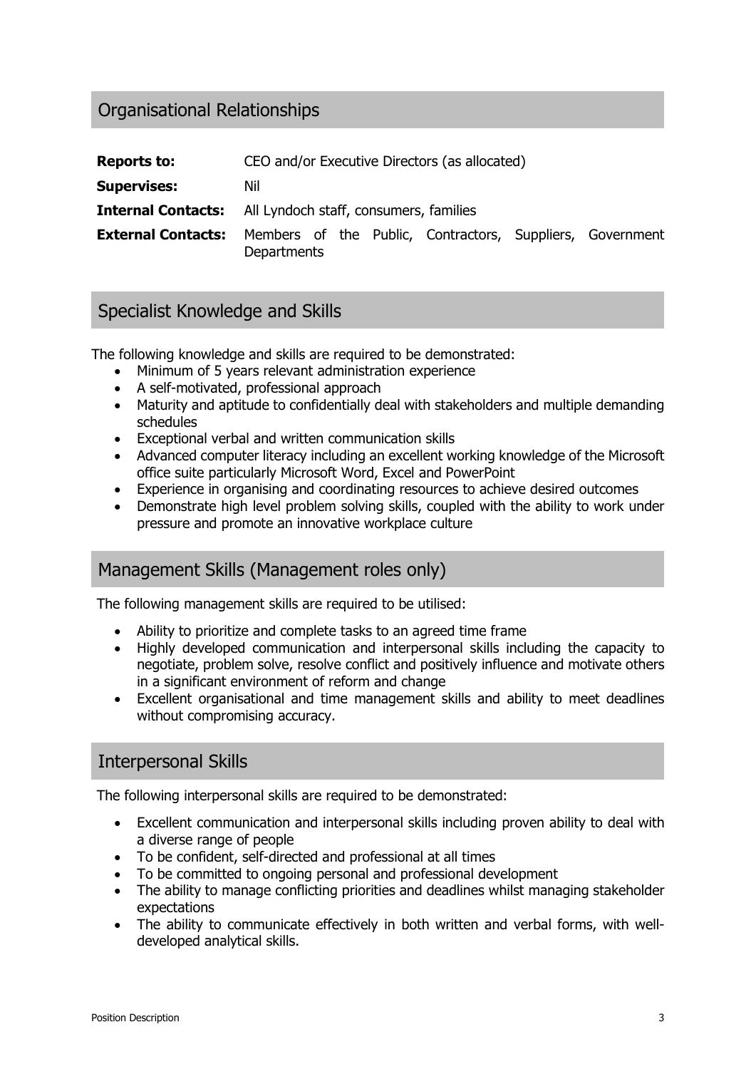## Organisational Relationships

| | |
|---|---|
| **Reports to:** | CEO and/or Executive Directors (as allocated) |
| **Supervises:** | Nil |
| **Internal Contacts:** | All Lyndoch staff, consumers, families |
| **External Contacts:** | Members of the Public, Contractors, Suppliers, Government Departments |

## Specialist Knowledge and Skills

The following knowledge and skills are required to be demonstrated:

- Minimum of 5 years relevant administration experience
- A self-motivated, professional approach
- Maturity and aptitude to confidentially deal with stakeholders and multiple demanding schedules
- Exceptional verbal and written communication skills
- Advanced computer literacy including an excellent working knowledge of the Microsoft office suite particularly Microsoft Word, Excel and PowerPoint
- Experience in organising and coordinating resources to achieve desired outcomes
- Demonstrate high level problem solving skills, coupled with the ability to work under pressure and promote an innovative workplace culture

## Management Skills (Management roles only)

The following management skills are required to be utilised:

- Ability to prioritize and complete tasks to an agreed time frame
- Highly developed communication and interpersonal skills including the capacity to negotiate, problem solve, resolve conflict and positively influence and motivate others in a significant environment of reform and change
- Excellent organisational and time management skills and ability to meet deadlines without compromising accuracy.

## Interpersonal Skills

The following interpersonal skills are required to be demonstrated:

- Excellent communication and interpersonal skills including proven ability to deal with a diverse range of people
- To be confident, self-directed and professional at all times
- To be committed to ongoing personal and professional development
- The ability to manage conflicting priorities and deadlines whilst managing stakeholder expectations
- The ability to communicate effectively in both written and verbal forms, with well-developed analytical skills.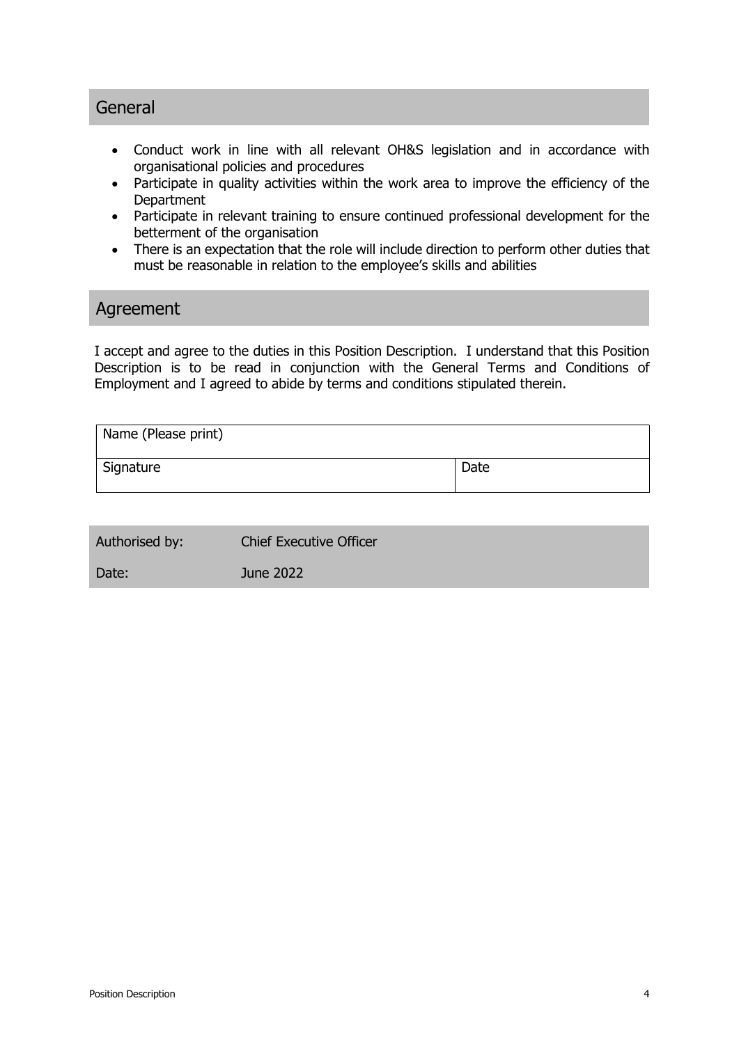## General

- Conduct work in line with all relevant OH&S legislation and in accordance with organisational policies and procedures
- Participate in quality activities within the work area to improve the efficiency of the Department
- Participate in relevant training to ensure continued professional development for the betterment of the organisation
- There is an expectation that the role will include direction to perform other duties that must be reasonable in relation to the employee's skills and abilities

## Agreement

I accept and agree to the duties in this Position Description. I understand that this Position Description is to be read in conjunction with the General Terms and Conditions of Employment and I agreed to abide by terms and conditions stipulated therein.

| | |
|---|---|
| Name (Please print) | |
| Signature | Date |

| | |
|---|---|
| Authorised by: | Chief Executive Officer |
| Date: | June 2022 |